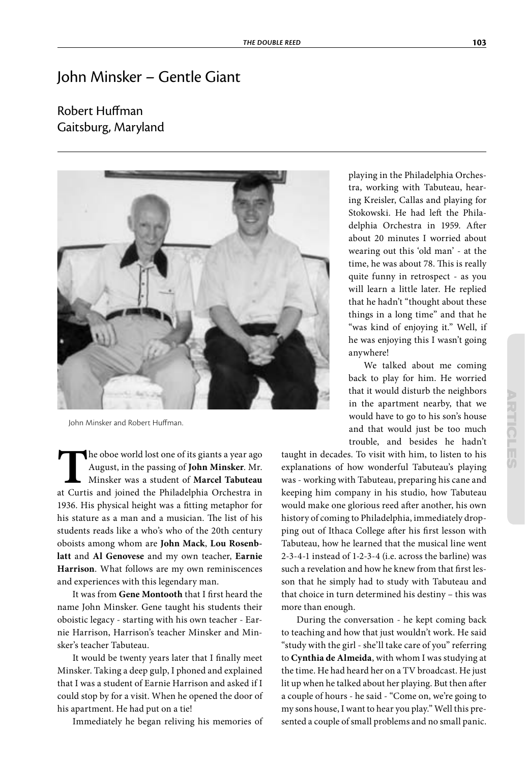# John Minsker – Gentle Giant

## Robert Huffman
## Gaitsburg, Maryland

John Minsker and Robert Huffman.

The oboe world lost one of its giants a year ago August, in the passing of **John Minsker**. Mr. Minsker was a student of **Marcel Tabuteau** at Curtis and joined the Philadelphia Orchestra in 1936. His physical height was a fitting metaphor for his stature as a man and a musician. The list of his students reads like a who's who of the 20th century oboists among whom are **John Mack**, **Lou Rosenblatt** and **Al Genovese** and my own teacher, **Earnie Harrison**. What follows are my own reminiscences and experiences with this legendary man.

It was from **Gene Montooth** that I first heard the name John Minsker. Gene taught his students their oboistic legacy - starting with his own teacher - Earnie Harrison, Harrison's teacher Minsker and Minsker's teacher Tabuteau.

It would be twenty years later that I finally meet Minsker. Taking a deep gulp, I phoned and explained that I was a student of Earnie Harrison and asked if I could stop by for a visit. When he opened the door of his apartment. He had put on a tie!

Immediately he began reliving his memories of playing in the Philadelphia Orchestra, working with Tabuteau, hearing Kreisler, Callas and playing for Stokowski. He had left the Philadelphia Orchestra in 1959. After about 20 minutes I worried about wearing out this 'old man' - at the time, he was about 78. This is really quite funny in retrospect - as you will learn a little later. He replied that he hadn't "thought about these things in a long time" and that he "was kind of enjoying it." Well, if he was enjoying this I wasn't going anywhere!

We talked about me coming back to play for him. He worried that it would disturb the neighbors in the apartment nearby, that we would have to go to his son's house and that would just be too much trouble, and besides he hadn't taught in decades. To visit with him, to listen to his explanations of how wonderful Tabuteau's playing was - working with Tabuteau, preparing his cane and keeping him company in his studio, how Tabuteau would make one glorious reed after another, his own history of coming to Philadelphia, immediately dropping out of Ithaca College after his first lesson with Tabuteau, how he learned that the musical line went 2-3-4-1 instead of 1-2-3-4 (i.e. across the barline) was such a revelation and how he knew from that first lesson that he simply had to study with Tabuteau and that choice in turn determined his destiny – this was more than enough.

During the conversation - he kept coming back to teaching and how that just wouldn't work. He said "study with the girl - she'll take care of you" referring to **Cynthia de Almeida**, with whom I was studying at the time. He had heard her on a TV broadcast. He just lit up when he talked about her playing. But then after a couple of hours - he said - "Come on, we're going to my sons house, I want to hear you play." Well this presented a couple of small problems and no small panic.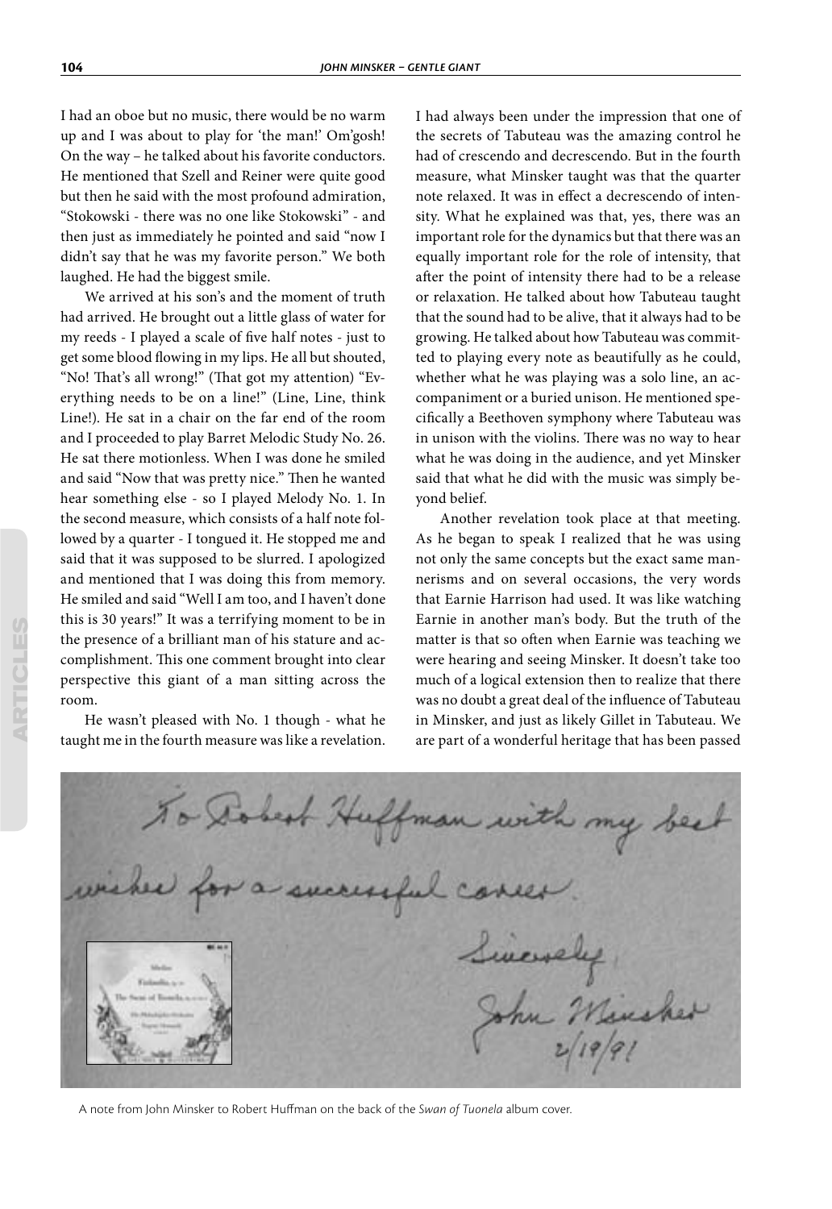I had an oboe but no music, there would be no warm up and I was about to play for 'the man!' Om'gosh! On the way – he talked about his favorite conductors. He mentioned that Szell and Reiner were quite good but then he said with the most profound admiration, "Stokowski - there was no one like Stokowski" - and then just as immediately he pointed and said "now I didn't say that he was my favorite person." We both laughed. He had the biggest smile.

We arrived at his son's and the moment of truth had arrived. He brought out a little glass of water for my reeds - I played a scale of five half notes - just to get some blood flowing in my lips. He all but shouted, "No! That's all wrong!" (That got my attention) "Everything needs to be on a line!" (Line, Line, think Line!). He sat in a chair on the far end of the room and I proceeded to play Barret Melodic Study No. 26. He sat there motionless. When I was done he smiled and said "Now that was pretty nice." Then he wanted hear something else - so I played Melody No. 1. In the second measure, which consists of a half note followed by a quarter - I tongued it. He stopped me and said that it was supposed to be slurred. I apologized and mentioned that I was doing this from memory. He smiled and said "Well I am too, and I haven't done this is 30 years!" It was a terrifying moment to be in the presence of a brilliant man of his stature and accomplishment. This one comment brought into clear perspective this giant of a man sitting across the room.

He wasn't pleased with No. 1 though - what he taught me in the fourth measure was like a revelation. I had always been under the impression that one of the secrets of Tabuteau was the amazing control he had of crescendo and decrescendo. But in the fourth measure, what Minsker taught was that the quarter note relaxed. It was in effect a decrescendo of intensity. What he explained was that, yes, there was an important role for the dynamics but that there was an equally important role for the role of intensity, that after the point of intensity there had to be a release or relaxation. He talked about how Tabuteau taught that the sound had to be alive, that it always had to be growing. He talked about how Tabuteau was committed to playing every note as beautifully as he could, whether what he was playing was a solo line, an accompaniment or a buried unison. He mentioned specifically a Beethoven symphony where Tabuteau was in unison with the violins. There was no way to hear what he was doing in the audience, and yet Minsker said that what he did with the music was simply beyond belief.

Another revelation took place at that meeting. As he began to speak I realized that he was using not only the same concepts but the exact same mannerisms and on several occasions, the very words that Earnie Harrison had used. It was like watching Earnie in another man's body. But the truth of the matter is that so often when Earnie was teaching we were hearing and seeing Minsker. It doesn't take too much of a logical extension then to realize that there was no doubt a great deal of the influence of Tabuteau in Minsker, and just as likely Gillet in Tabuteau. We are part of a wonderful heritage that has been passed

To Robert Huffman with my best wishes for a successful career.

Sincerely,
John Minsker
2/19/91

A note from John Minsker to Robert Huffman on the back of the *Swan of Tuonela* album cover.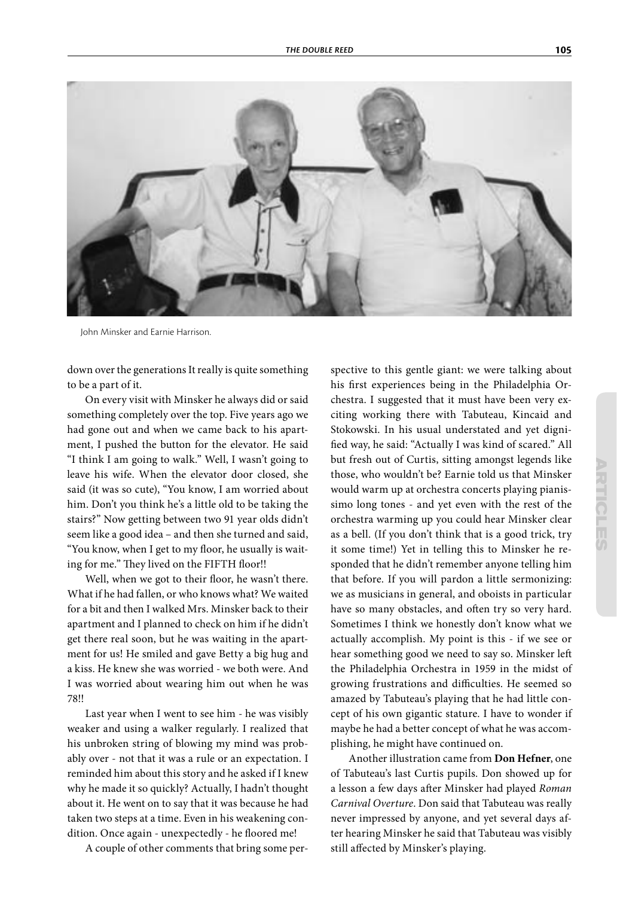John Minsker and Earnie Harrison.

down over the generations It really is quite something to be a part of it.

On every visit with Minsker he always did or said something completely over the top. Five years ago we had gone out and when we came back to his apartment, I pushed the button for the elevator. He said "I think I am going to walk." Well, I wasn't going to leave his wife. When the elevator door closed, she said (it was so cute), "You know, I am worried about him. Don't you think he's a little old to be taking the stairs?" Now getting between two 91 year olds didn't seem like a good idea – and then she turned and said, "You know, when I get to my floor, he usually is waiting for me." They lived on the FIFTH floor!!

Well, when we got to their floor, he wasn't there. What if he had fallen, or who knows what? We waited for a bit and then I walked Mrs. Minsker back to their apartment and I planned to check on him if he didn't get there real soon, but he was waiting in the apartment for us! He smiled and gave Betty a big hug and a kiss. He knew she was worried - we both were. And I was worried about wearing him out when he was 78!!

Last year when I went to see him - he was visibly weaker and using a walker regularly. I realized that his unbroken string of blowing my mind was probably over - not that it was a rule or an expectation. I reminded him about this story and he asked if I knew why he made it so quickly? Actually, I hadn't thought about it. He went on to say that it was because he had taken two steps at a time. Even in his weakening condition. Once again - unexpectedly - he floored me!

A couple of other comments that bring some perspective to this gentle giant: we were talking about his first experiences being in the Philadelphia Orchestra. I suggested that it must have been very exciting working there with Tabuteau, Kincaid and Stokowski. In his usual understated and yet dignified way, he said: "Actually I was kind of scared." All but fresh out of Curtis, sitting amongst legends like those, who wouldn't be? Earnie told us that Minsker would warm up at orchestra concerts playing pianissimo long tones - and yet even with the rest of the orchestra warming up you could hear Minsker clear as a bell. (If you don't think that is a good trick, try it some time!) Yet in telling this to Minsker he responded that he didn't remember anyone telling him that before. If you will pardon a little sermonizing: we as musicians in general, and oboists in particular have so many obstacles, and often try so very hard. Sometimes I think we honestly don't know what we actually accomplish. My point is this - if we see or hear something good we need to say so. Minsker left the Philadelphia Orchestra in 1959 in the midst of growing frustrations and difficulties. He seemed so amazed by Tabuteau's playing that he had little concept of his own gigantic stature. I have to wonder if maybe he had a better concept of what he was accomplishing, he might have continued on.

Another illustration came from **Don Hefner**, one of Tabuteau's last Curtis pupils. Don showed up for a lesson a few days after Minsker had played *Roman Carnival Overture*. Don said that Tabuteau was really never impressed by anyone, and yet several days after hearing Minsker he said that Tabuteau was visibly still affected by Minsker's playing.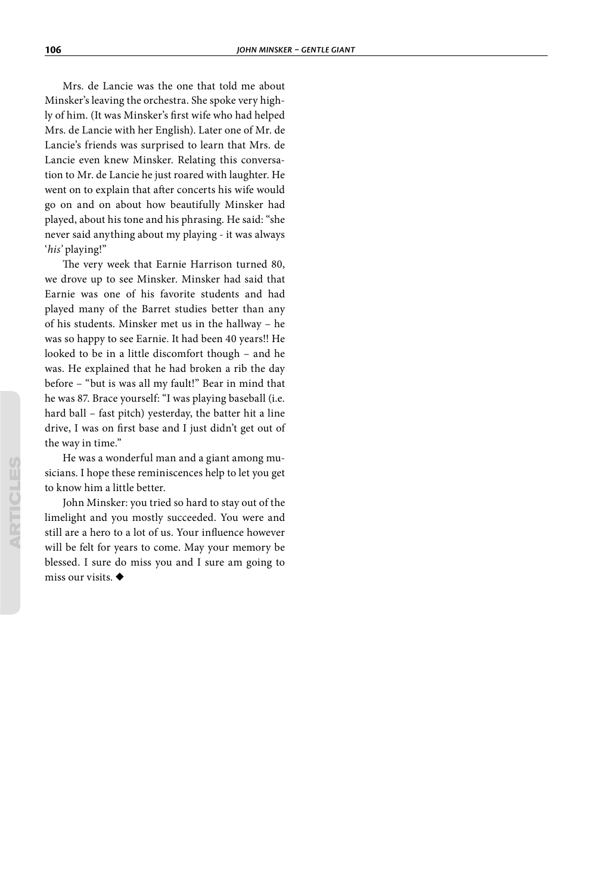Mrs. de Lancie was the one that told me about Minsker's leaving the orchestra. She spoke very highly of him. (It was Minsker's first wife who had helped Mrs. de Lancie with her English). Later one of Mr. de Lancie's friends was surprised to learn that Mrs. de Lancie even knew Minsker. Relating this conversation to Mr. de Lancie he just roared with laughter. He went on to explain that after concerts his wife would go on and on about how beautifully Minsker had played, about his tone and his phrasing. He said: "she never said anything about my playing - it was always '*his*' playing!"

The very week that Earnie Harrison turned 80, we drove up to see Minsker. Minsker had said that Earnie was one of his favorite students and had played many of the Barret studies better than any of his students. Minsker met us in the hallway – he was so happy to see Earnie. It had been 40 years!! He looked to be in a little discomfort though – and he was. He explained that he had broken a rib the day before – "but is was all my fault!" Bear in mind that he was 87. Brace yourself: "I was playing baseball (i.e. hard ball – fast pitch) yesterday, the batter hit a line drive, I was on first base and I just didn't get out of the way in time."

He was a wonderful man and a giant among musicians. I hope these reminiscences help to let you get to know him a little better.

John Minsker: you tried so hard to stay out of the limelight and you mostly succeeded. You were and still are a hero to a lot of us. Your influence however will be felt for years to come. May your memory be blessed. I sure do miss you and I sure am going to miss our visits. ◆